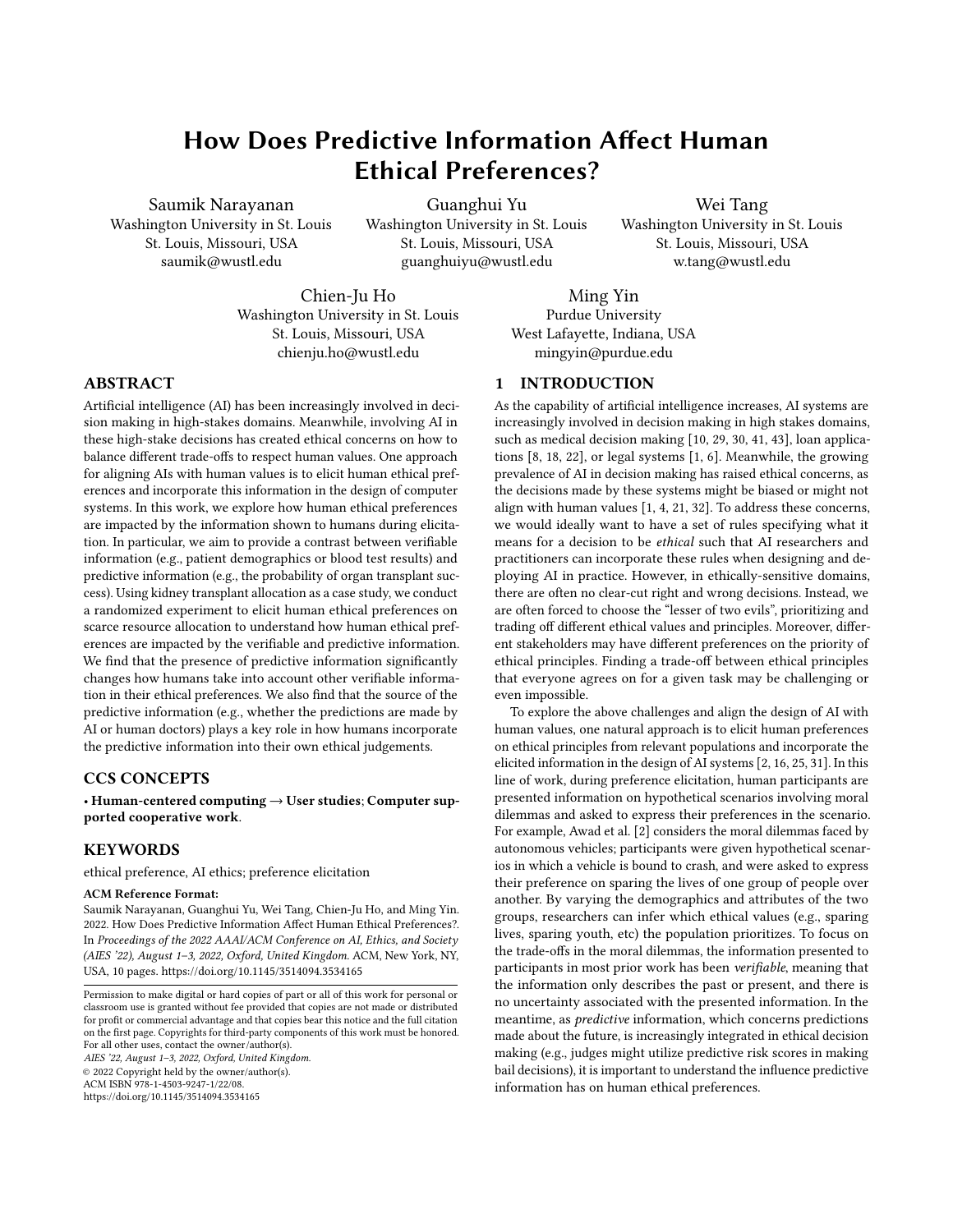# How Does Predictive Information Affect Human Ethical Preferences?

Saumik Narayanan
Washington University in St. Louis
St. Louis, Missouri, USA
saumik@wustl.edu

Guanghui Yu
Washington University in St. Louis
St. Louis, Missouri, USA
guanghuiyu@wustl.edu

Wei Tang
Washington University in St. Louis
St. Louis, Missouri, USA
w.tang@wustl.edu

Chien-Ju Ho
Washington University in St. Louis
St. Louis, Missouri, USA
chienju.ho@wustl.edu

Ming Yin
Purdue University
West Lafayette, Indiana, USA
mingyin@purdue.edu

## ABSTRACT

Artificial intelligence (AI) has been increasingly involved in decision making in high-stakes domains. Meanwhile, involving AI in these high-stake decisions has created ethical concerns on how to balance different trade-offs to respect human values. One approach for aligning AIs with human values is to elicit human ethical preferences and incorporate this information in the design of computer systems. In this work, we explore how human ethical preferences are impacted by the information shown to humans during elicitation. In particular, we aim to provide a contrast between verifiable information (e.g., patient demographics or blood test results) and predictive information (e.g., the probability of organ transplant success). Using kidney transplant allocation as a case study, we conduct a randomized experiment to elicit human ethical preferences on scarce resource allocation to understand how human ethical preferences are impacted by the verifiable and predictive information. We find that the presence of predictive information significantly changes how humans take into account other verifiable information in their ethical preferences. We also find that the source of the predictive information (e.g., whether the predictions are made by AI or human doctors) plays a key role in how humans incorporate the predictive information into their own ethical judgements.

## CCS CONCEPTS

• **Human-centered computing → User studies**; **Computer supported cooperative work**.

## KEYWORDS

ethical preference, AI ethics; preference elicitation

**ACM Reference Format:**
Saumik Narayanan, Guanghui Yu, Wei Tang, Chien-Ju Ho, and Ming Yin. 2022. How Does Predictive Information Affect Human Ethical Preferences?. In *Proceedings of the 2022 AAAI/ACM Conference on AI, Ethics, and Society (AIES '22), August 1–3, 2022, Oxford, United Kingdom.* ACM, New York, NY, USA, 10 pages. https://doi.org/10.1145/3514094.3534165

Permission to make digital or hard copies of part or all of this work for personal or classroom use is granted without fee provided that copies are not made or distributed for profit or commercial advantage and that copies bear this notice and the full citation on the first page. Copyrights for third-party components of this work must be honored. For all other uses, contact the owner/author(s).
*AIES '22, August 1–3, 2022, Oxford, United Kingdom.*
© 2022 Copyright held by the owner/author(s).
ACM ISBN 978-1-4503-9247-1/22/08.
https://doi.org/10.1145/3514094.3534165

## 1 INTRODUCTION

As the capability of artificial intelligence increases, AI systems are increasingly involved in decision making in high stakes domains, such as medical decision making [10, 29, 30, 41, 43], loan applications [8, 18, 22], or legal systems [1, 6]. Meanwhile, the growing prevalence of AI in decision making has raised ethical concerns, as the decisions made by these systems might be biased or might not align with human values [1, 4, 21, 32]. To address these concerns, we would ideally want to have a set of rules specifying what it means for a decision to be *ethical* such that AI researchers and practitioners can incorporate these rules when designing and deploying AI in practice. However, in ethically-sensitive domains, there are often no clear-cut right and wrong decisions. Instead, we are often forced to choose the "lesser of two evils", prioritizing and trading off different ethical values and principles. Moreover, different stakeholders may have different preferences on the priority of ethical principles. Finding a trade-off between ethical principles that everyone agrees on for a given task may be challenging or even impossible.

To explore the above challenges and align the design of AI with human values, one natural approach is to elicit human preferences on ethical principles from relevant populations and incorporate the elicited information in the design of AI systems [2, 16, 25, 31]. In this line of work, during preference elicitation, human participants are presented information on hypothetical scenarios involving moral dilemmas and asked to express their preferences in the scenario. For example, Awad et al. [2] considers the moral dilemmas faced by autonomous vehicles; participants were given hypothetical scenarios in which a vehicle is bound to crash, and were asked to express their preference on sparing the lives of one group of people over another. By varying the demographics and attributes of the two groups, researchers can infer which ethical values (e.g., sparing lives, sparing youth, etc) the population prioritizes. To focus on the trade-offs in the moral dilemmas, the information presented to participants in most prior work has been *verifiable*, meaning that the information only describes the past or present, and there is no uncertainty associated with the presented information. In the meantime, as *predictive* information, which concerns predictions made about the future, is increasingly integrated in ethical decision making (e.g., judges might utilize predictive risk scores in making bail decisions), it is important to understand the influence predictive information has on human ethical preferences.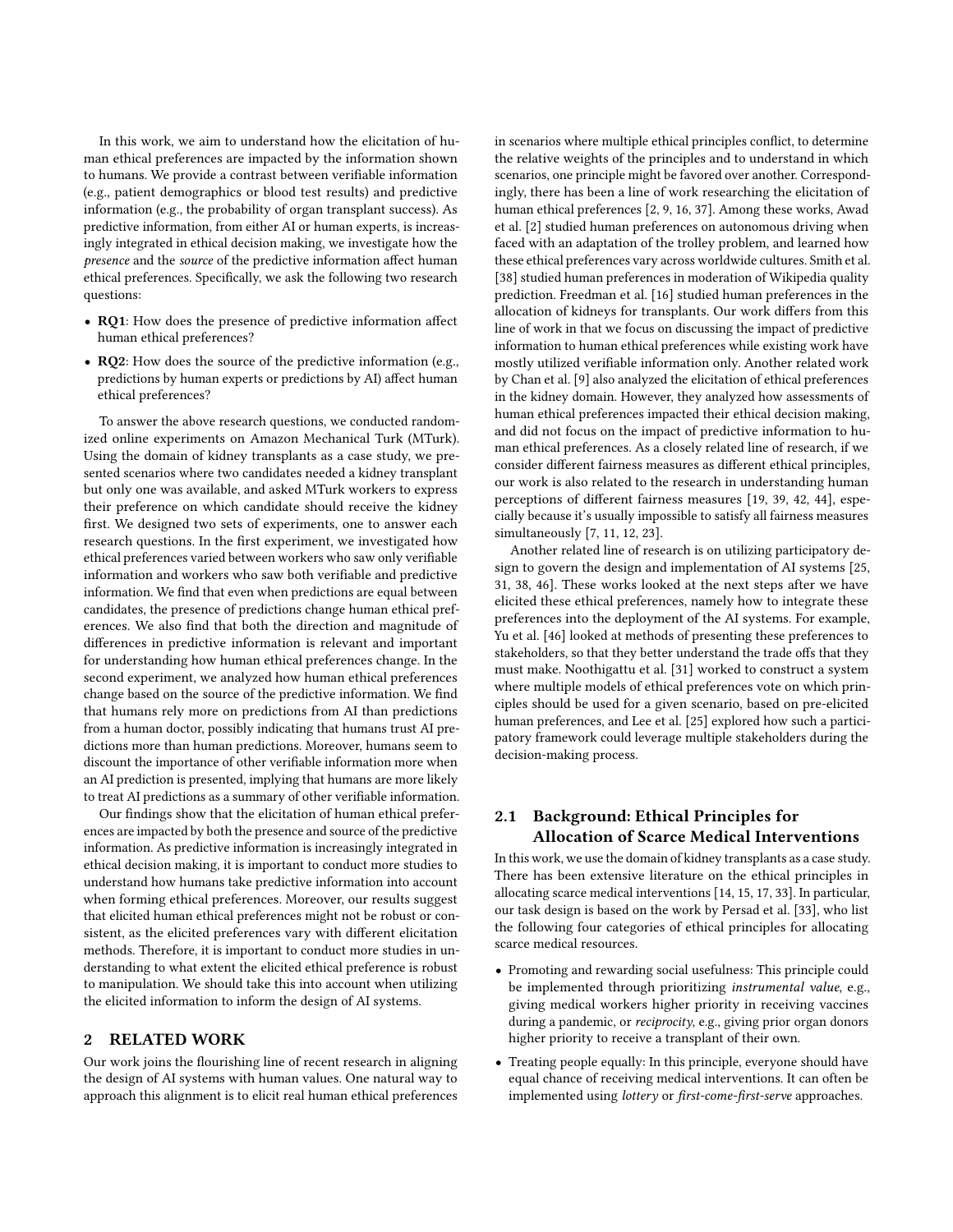In this work, we aim to understand how the elicitation of human ethical preferences are impacted by the information shown to humans. We provide a contrast between verifiable information (e.g., patient demographics or blood test results) and predictive information (e.g., the probability of organ transplant success). As predictive information, from either AI or human experts, is increasingly integrated in ethical decision making, we investigate how the *presence* and the *source* of the predictive information affect human ethical preferences. Specifically, we ask the following two research questions:

- **RQ1**: How does the presence of predictive information affect human ethical preferences?
- **RQ2**: How does the source of the predictive information (e.g., predictions by human experts or predictions by AI) affect human ethical preferences?

To answer the above research questions, we conducted randomized online experiments on Amazon Mechanical Turk (MTurk). Using the domain of kidney transplants as a case study, we presented scenarios where two candidates needed a kidney transplant but only one was available, and asked MTurk workers to express their preference on which candidate should receive the kidney first. We designed two sets of experiments, one to answer each research questions. In the first experiment, we investigated how ethical preferences varied between workers who saw only verifiable information and workers who saw both verifiable and predictive information. We find that even when predictions are equal between candidates, the presence of predictions change human ethical preferences. We also find that both the direction and magnitude of differences in predictive information is relevant and important for understanding how human ethical preferences change. In the second experiment, we analyzed how human ethical preferences change based on the source of the predictive information. We find that humans rely more on predictions from AI than predictions from a human doctor, possibly indicating that humans trust AI predictions more than human predictions. Moreover, humans seem to discount the importance of other verifiable information more when an AI prediction is presented, implying that humans are more likely to treat AI predictions as a summary of other verifiable information.

Our findings show that the elicitation of human ethical preferences are impacted by both the presence and source of the predictive information. As predictive information is increasingly integrated in ethical decision making, it is important to conduct more studies to understand how humans take predictive information into account when forming ethical preferences. Moreover, our results suggest that elicited human ethical preferences might not be robust or consistent, as the elicited preferences vary with different elicitation methods. Therefore, it is important to conduct more studies in understanding to what extent the elicited ethical preference is robust to manipulation. We should take this into account when utilizing the elicited information to inform the design of AI systems.

## 2 RELATED WORK

Our work joins the flourishing line of recent research in aligning the design of AI systems with human values. One natural way to approach this alignment is to elicit real human ethical preferences in scenarios where multiple ethical principles conflict, to determine the relative weights of the principles and to understand in which scenarios, one principle might be favored over another. Correspondingly, there has been a line of work researching the elicitation of human ethical preferences [2, 9, 16, 37]. Among these works, Awad et al. [2] studied human preferences on autonomous driving when faced with an adaptation of the trolley problem, and learned how these ethical preferences vary across worldwide cultures. Smith et al. [38] studied human preferences in moderation of Wikipedia quality prediction. Freedman et al. [16] studied human preferences in the allocation of kidneys for transplants. Our work differs from this line of work in that we focus on discussing the impact of predictive information to human ethical preferences while existing work have mostly utilized verifiable information only. Another related work by Chan et al. [9] also analyzed the elicitation of ethical preferences in the kidney domain. However, they analyzed how assessments of human ethical preferences impacted their ethical decision making, and did not focus on the impact of predictive information to human ethical preferences. As a closely related line of research, if we consider different fairness measures as different ethical principles, our work is also related to the research in understanding human perceptions of different fairness measures [19, 39, 42, 44], especially because it's usually impossible to satisfy all fairness measures simultaneously [7, 11, 12, 23].

Another related line of research is on utilizing participatory design to govern the design and implementation of AI systems [25, 31, 38, 46]. These works looked at the next steps after we have elicited these ethical preferences, namely how to integrate these preferences into the deployment of the AI systems. For example, Yu et al. [46] looked at methods of presenting these preferences to stakeholders, so that they better understand the trade offs that they must make. Noothigattu et al. [31] worked to construct a system where multiple models of ethical preferences vote on which principles should be used for a given scenario, based on pre-elicited human preferences, and Lee et al. [25] explored how such a participatory framework could leverage multiple stakeholders during the decision-making process.

### 2.1 Background: Ethical Principles for Allocation of Scarce Medical Interventions

In this work, we use the domain of kidney transplants as a case study. There has been extensive literature on the ethical principles in allocating scarce medical interventions [14, 15, 17, 33]. In particular, our task design is based on the work by Persad et al. [33], who list the following four categories of ethical principles for allocating scarce medical resources.

- Promoting and rewarding social usefulness: This principle could be implemented through prioritizing *instrumental value*, e.g., giving medical workers higher priority in receiving vaccines during a pandemic, or *reciprocity*, e.g., giving prior organ donors higher priority to receive a transplant of their own.
- Treating people equally: In this principle, everyone should have equal chance of receiving medical interventions. It can often be implemented using *lottery* or *first-come-first-serve* approaches.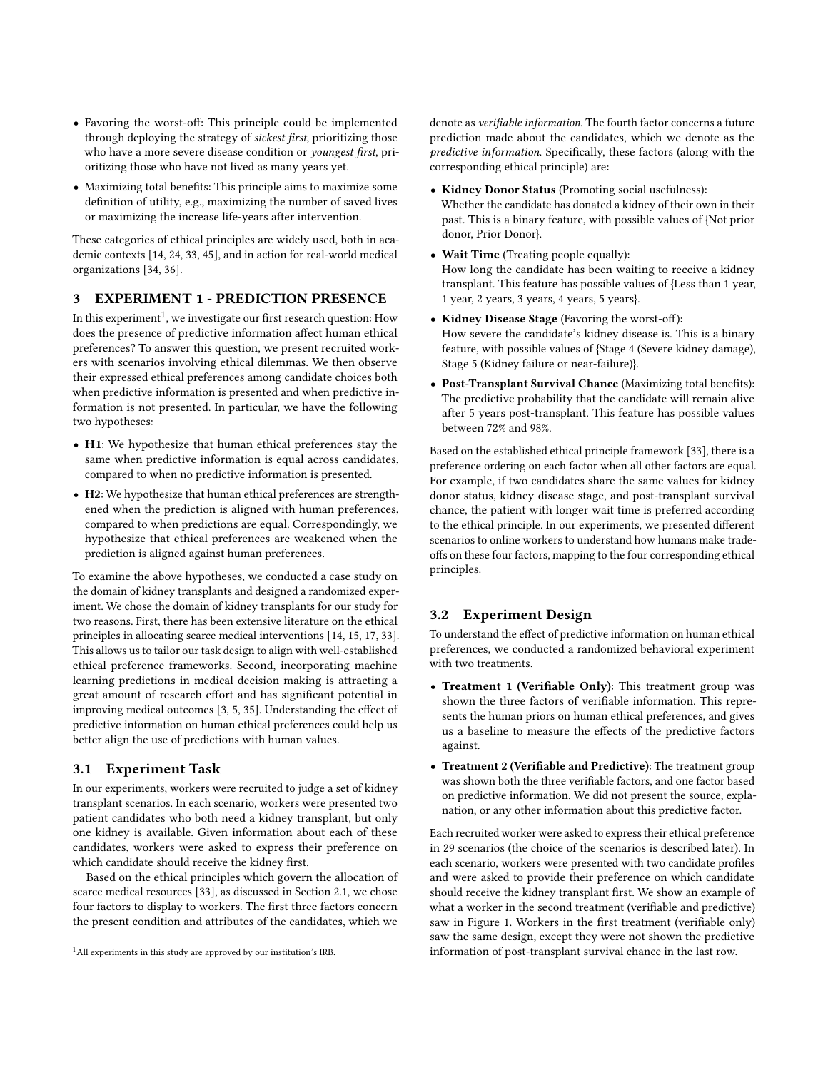- Favoring the worst-off: This principle could be implemented through deploying the strategy of *sickest first*, prioritizing those who have a more severe disease condition or *youngest first*, prioritizing those who have not lived as many years yet.
- Maximizing total benefits: This principle aims to maximize some definition of utility, e.g., maximizing the number of saved lives or maximizing the increase life-years after intervention.

These categories of ethical principles are widely used, both in academic contexts [14, 24, 33, 45], and in action for real-world medical organizations [34, 36].

## 3 EXPERIMENT 1 - PREDICTION PRESENCE

In this experiment[1], we investigate our first research question: How does the presence of predictive information affect human ethical preferences? To answer this question, we present recruited workers with scenarios involving ethical dilemmas. We then observe their expressed ethical preferences among candidate choices both when predictive information is presented and when predictive information is not presented. In particular, we have the following two hypotheses:

- **H1**: We hypothesize that human ethical preferences stay the same when predictive information is equal across candidates, compared to when no predictive information is presented.
- **H2**: We hypothesize that human ethical preferences are strengthened when the prediction is aligned with human preferences, compared to when predictions are equal. Correspondingly, we hypothesize that ethical preferences are weakened when the prediction is aligned against human preferences.

To examine the above hypotheses, we conducted a case study on the domain of kidney transplants and designed a randomized experiment. We chose the domain of kidney transplants for our study for two reasons. First, there has been extensive literature on the ethical principles in allocating scarce medical interventions [14, 15, 17, 33]. This allows us to tailor our task design to align with well-established ethical preference frameworks. Second, incorporating machine learning predictions in medical decision making is attracting a great amount of research effort and has significant potential in improving medical outcomes [3, 5, 35]. Understanding the effect of predictive information on human ethical preferences could help us better align the use of predictions with human values.

### 3.1 Experiment Task

In our experiments, workers were recruited to judge a set of kidney transplant scenarios. In each scenario, workers were presented two patient candidates who both need a kidney transplant, but only one kidney is available. Given information about each of these candidates, workers were asked to express their preference on which candidate should receive the kidney first.

Based on the ethical principles which govern the allocation of scarce medical resources [33], as discussed in Section 2.1, we chose four factors to display to workers. The first three factors concern the present condition and attributes of the candidates, which we denote as *verifiable information*. The fourth factor concerns a future prediction made about the candidates, which we denote as the *predictive information*. Specifically, these factors (along with the corresponding ethical principle) are:

- **Kidney Donor Status** (Promoting social usefulness): Whether the candidate has donated a kidney of their own in their past. This is a binary feature, with possible values of {Not prior donor, Prior Donor}.
- **Wait Time** (Treating people equally): How long the candidate has been waiting to receive a kidney transplant. This feature has possible values of {Less than 1 year, 1 year, 2 years, 3 years, 4 years, 5 years}.
- **Kidney Disease Stage** (Favoring the worst-off): How severe the candidate's kidney disease is. This is a binary feature, with possible values of {Stage 4 (Severe kidney damage), Stage 5 (Kidney failure or near-failure)}.
- **Post-Transplant Survival Chance** (Maximizing total benefits): The predictive probability that the candidate will remain alive after 5 years post-transplant. This feature has possible values between 72% and 98%.

Based on the established ethical principle framework [33], there is a preference ordering on each factor when all other factors are equal. For example, if two candidates share the same values for kidney donor status, kidney disease stage, and post-transplant survival chance, the patient with longer wait time is preferred according to the ethical principle. In our experiments, we presented different scenarios to online workers to understand how humans make trade-offs on these four factors, mapping to the four corresponding ethical principles.

### 3.2 Experiment Design

To understand the effect of predictive information on human ethical preferences, we conducted a randomized behavioral experiment with two treatments.

- **Treatment 1 (Verifiable Only)**: This treatment group was shown the three factors of verifiable information. This represents the human priors on human ethical preferences, and gives us a baseline to measure the effects of the predictive factors against.
- **Treatment 2 (Verifiable and Predictive)**: The treatment group was shown both the three verifiable factors, and one factor based on predictive information. We did not present the source, explanation, or any other information about this predictive factor.

Each recruited worker were asked to express their ethical preference in 29 scenarios (the choice of the scenarios is described later). In each scenario, workers were presented with two candidate profiles and were asked to provide their preference on which candidate should receive the kidney transplant first. We show an example of what a worker in the second treatment (verifiable and predictive) saw in Figure 1. Workers in the first treatment (verifiable only) saw the same design, except they were not shown the predictive information of post-transplant survival chance in the last row.

[1] All experiments in this study are approved by our institution's IRB.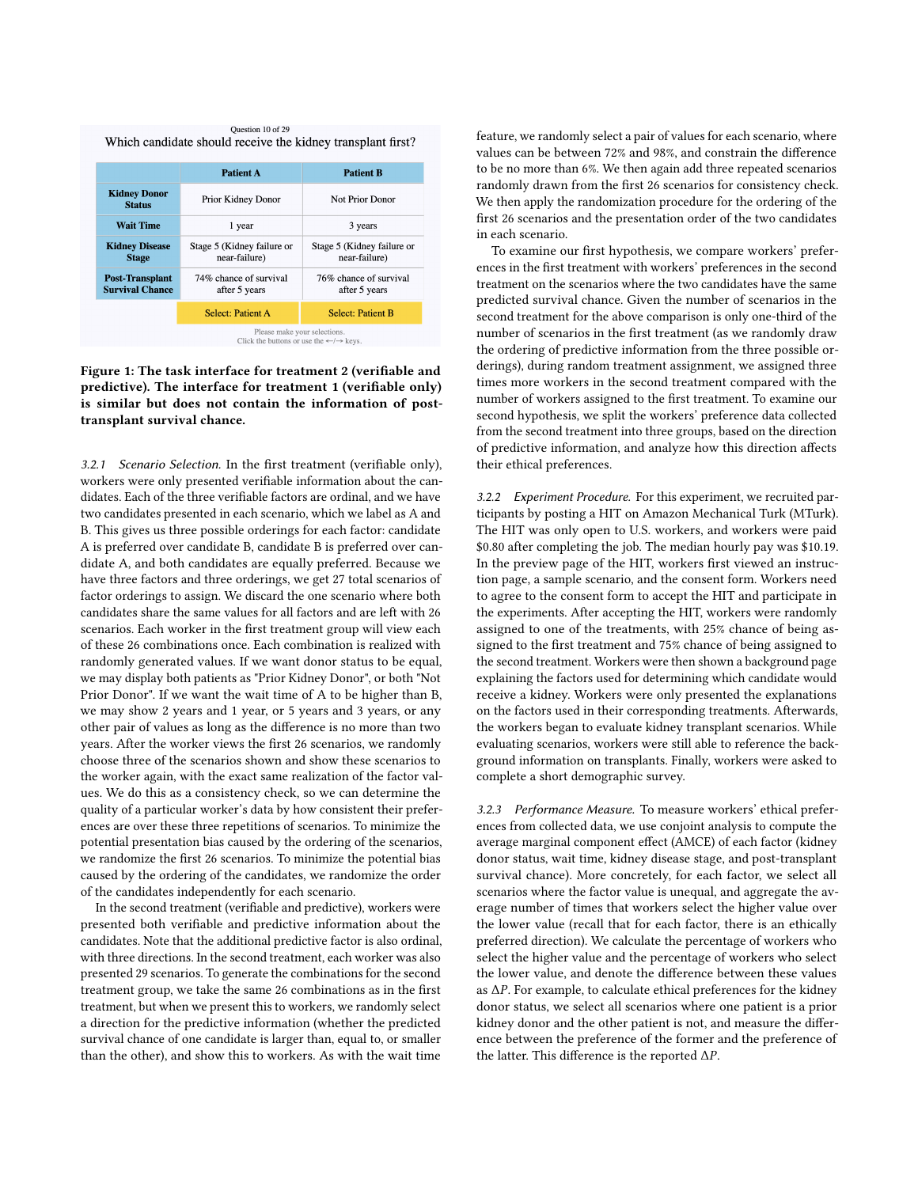Question 10 of 29

Which candidate should receive the kidney transplant first?

| | Patient A | Patient B |
|---|---|---|
| **Kidney Donor Status** | Prior Kidney Donor | Not Prior Donor |
| **Wait Time** | 1 year | 3 years |
| **Kidney Disease Stage** | Stage 5 (Kidney failure or near-failure) | Stage 5 (Kidney failure or near-failure) |
| **Post-Transplant Survival Chance** | 74% chance of survival after 5 years | 76% chance of survival after 5 years |
| | Select: Patient A | Select: Patient B |

Please make your selections.
Click the buttons or use the ←/→ keys.

**Figure 1: The task interface for treatment 2 (verifiable and predictive). The interface for treatment 1 (verifiable only) is similar but does not contain the information of post-transplant survival chance.**

*3.2.1 Scenario Selection.* In the first treatment (verifiable only), workers were only presented verifiable information about the candidates. Each of the three verifiable factors are ordinal, and we have two candidates presented in each scenario, which we label as A and B. This gives us three possible orderings for each factor: candidate A is preferred over candidate B, candidate B is preferred over candidate A, and both candidates are equally preferred. Because we have three factors and three orderings, we get 27 total scenarios of factor orderings to assign. We discard the one scenario where both candidates share the same values for all factors and are left with 26 scenarios. Each worker in the first treatment group will view each of these 26 combinations once. Each combination is realized with randomly generated values. If we want donor status to be equal, we may display both patients as "Prior Kidney Donor", or both "Not Prior Donor". If we want the wait time of A to be higher than B, we may show 2 years and 1 year, or 5 years and 3 years, or any other pair of values as long as the difference is no more than two years. After the worker views the first 26 scenarios, we randomly choose three of the scenarios shown and show these scenarios to the worker again, with the exact same realization of the factor values. We do this as a consistency check, so we can determine the quality of a particular worker's data by how consistent their preferences are over these three repetitions of scenarios. To minimize the potential presentation bias caused by the ordering of the scenarios, we randomize the first 26 scenarios. To minimize the potential bias caused by the ordering of the candidates, we randomize the order of the candidates independently for each scenario.

In the second treatment (verifiable and predictive), workers were presented both verifiable and predictive information about the candidates. Note that the additional predictive factor is also ordinal, with three directions. In the second treatment, each worker was also presented 29 scenarios. To generate the combinations for the second treatment group, we take the same 26 combinations as in the first treatment, but when we present this to workers, we randomly select a direction for the predictive information (whether the predicted survival chance of one candidate is larger than, equal to, or smaller than the other), and show this to workers. As with the wait time feature, we randomly select a pair of values for each scenario, where values can be between 72% and 98%, and constrain the difference to be no more than 6%. We then again add three repeated scenarios randomly drawn from the first 26 scenarios for consistency check. We then apply the randomization procedure for the ordering of the first 26 scenarios and the presentation order of the two candidates in each scenario.

To examine our first hypothesis, we compare workers' preferences in the first treatment with workers' preferences in the second treatment on the scenarios where the two candidates have the same predicted survival chance. Given the number of scenarios in the second treatment for the above comparison is only one-third of the number of scenarios in the first treatment (as we randomly draw the ordering of predictive information from the three possible orderings), during random treatment assignment, we assigned three times more workers in the second treatment compared with the number of workers assigned to the first treatment. To examine our second hypothesis, we split the workers' preference data collected from the second treatment into three groups, based on the direction of predictive information, and analyze how this direction affects their ethical preferences.

*3.2.2 Experiment Procedure.* For this experiment, we recruited participants by posting a HIT on Amazon Mechanical Turk (MTurk). The HIT was only open to U.S. workers, and workers were paid \$0.80 after completing the job. The median hourly pay was \$10.19. In the preview page of the HIT, workers first viewed an instruction page, a sample scenario, and the consent form. Workers need to agree to the consent form to accept the HIT and participate in the experiments. After accepting the HIT, workers were randomly assigned to one of the treatments, with 25% chance of being assigned to the first treatment and 75% chance of being assigned to the second treatment. Workers were then shown a background page explaining the factors used for determining which candidate would receive a kidney. Workers were only presented the explanations on the factors used in their corresponding treatments. Afterwards, the workers began to evaluate kidney transplant scenarios. While evaluating scenarios, workers were still able to reference the background information on transplants. Finally, workers were asked to complete a short demographic survey.

*3.2.3 Performance Measure.* To measure workers' ethical preferences from collected data, we use conjoint analysis to compute the average marginal component effect (AMCE) of each factor (kidney donor status, wait time, kidney disease stage, and post-transplant survival chance). More concretely, for each factor, we select all scenarios where the factor value is unequal, and aggregate the average number of times that workers select the higher value over the lower value (recall that for each factor, there is an ethically preferred direction). We calculate the percentage of workers who select the higher value and the percentage of workers who select the lower value, and denote the difference between these values as $\Delta P$. For example, to calculate ethical preferences for the kidney donor status, we select all scenarios where one patient is a prior kidney donor and the other patient is not, and measure the difference between the preference of the former and the preference of the latter. This difference is the reported $\Delta P$.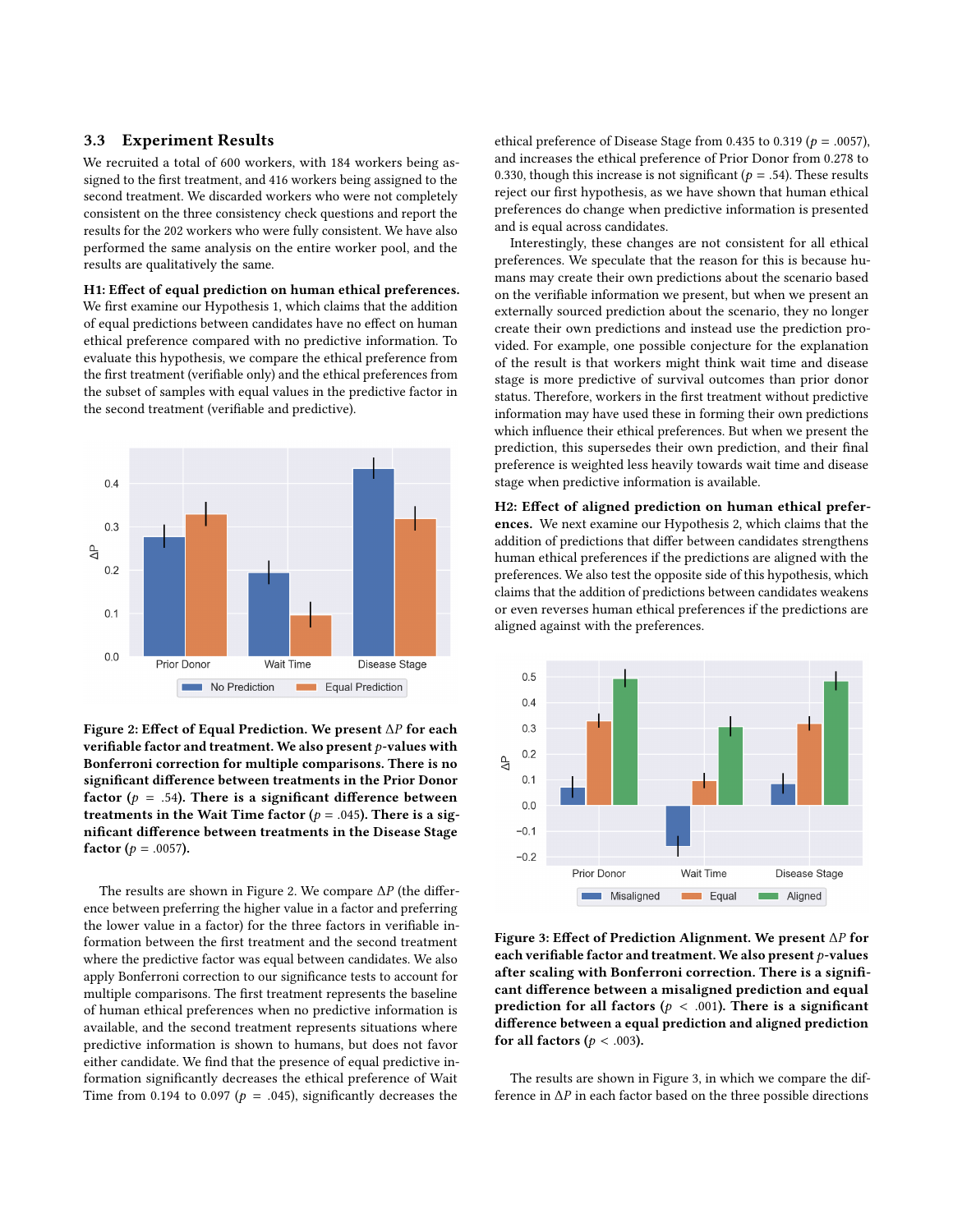### 3.3 Experiment Results

We recruited a total of 600 workers, with 184 workers being assigned to the first treatment, and 416 workers being assigned to the second treatment. We discarded workers who were not completely consistent on the three consistency check questions and report the results for the 202 workers who were fully consistent. We have also performed the same analysis on the entire worker pool, and the results are qualitatively the same.

**H1: Effect of equal prediction on human ethical preferences.** We first examine our Hypothesis 1, which claims that the addition of equal predictions between candidates have no effect on human ethical preference compared with no predictive information. To evaluate this hypothesis, we compare the ethical preference from the first treatment (verifiable only) and the ethical preferences from the subset of samples with equal values in the predictive factor in the second treatment (verifiable and predictive).

**Figure 2: Effect of Equal Prediction. We present $\Delta P$ for each verifiable factor and treatment. We also present $p$-values with Bonferroni correction for multiple comparisons. There is no significant difference between treatments in the Prior Donor factor ($p = .54$). There is a significant difference between treatments in the Wait Time factor ($p = .045$). There is a significant difference between treatments in the Disease Stage factor ($p = .0057$).**

The results are shown in Figure 2. We compare $\Delta P$ (the difference between preferring the higher value in a factor and preferring the lower value in a factor) for the three factors in verifiable information between the first treatment and the second treatment where the predictive factor was equal between candidates. We also apply Bonferroni correction to our significance tests to account for multiple comparisons. The first treatment represents the baseline of human ethical preferences when no predictive information is available, and the second treatment represents situations where predictive information is shown to humans, but does not favor either candidate. We find that the presence of equal predictive information significantly decreases the ethical preference of Wait Time from 0.194 to 0.097 ($p = .045$), significantly decreases the ethical preference of Disease Stage from 0.435 to 0.319 ($p = .0057$), and increases the ethical preference of Prior Donor from 0.278 to 0.330, though this increase is not significant ($p = .54$). These results reject our first hypothesis, as we have shown that human ethical preferences do change when predictive information is presented and is equal across candidates.

Interestingly, these changes are not consistent for all ethical preferences. We speculate that the reason for this is because humans may create their own predictions about the scenario based on the verifiable information we present, but when we present an externally sourced prediction about the scenario, they no longer create their own predictions and instead use the prediction provided. For example, one possible conjecture for the explanation of the result is that workers might think wait time and disease stage is more predictive of survival outcomes than prior donor status. Therefore, workers in the first treatment without predictive information may have used these in forming their own predictions which influence their ethical preferences. But when we present the prediction, this supersedes their own prediction, and their final preference is weighted less heavily towards wait time and disease stage when predictive information is available.

**H2: Effect of aligned prediction on human ethical preferences.** We next examine our Hypothesis 2, which claims that the addition of predictions that differ between candidates strengthens human ethical preferences if the predictions are aligned with the preferences. We also test the opposite side of this hypothesis, which claims that the addition of predictions between candidates weakens or even reverses human ethical preferences if the predictions are aligned against with the preferences.

**Figure 3: Effect of Prediction Alignment. We present $\Delta P$ for each verifiable factor and treatment. We also present $p$-values after scaling with Bonferroni correction. There is a significant difference between a misaligned prediction and equal prediction for all factors ($p < .001$). There is a significant difference between a equal prediction and aligned prediction for all factors ($p < .003$).**

The results are shown in Figure 3, in which we compare the difference in $\Delta P$ in each factor based on the three possible directions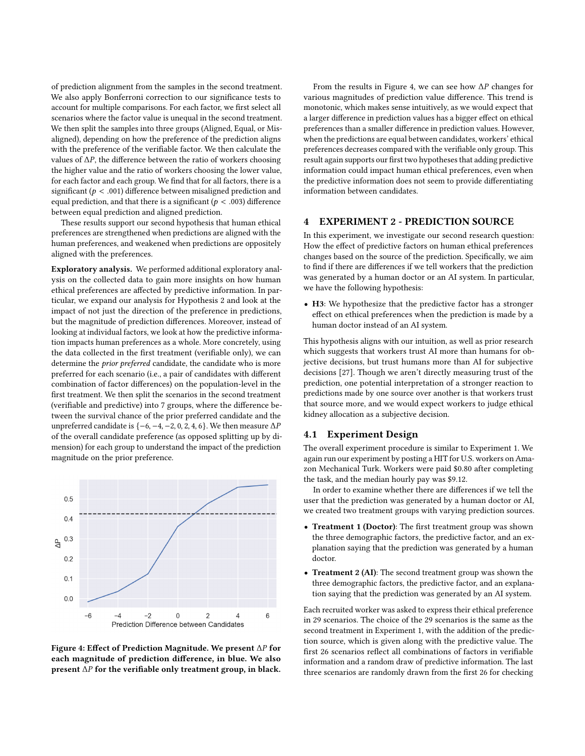of prediction alignment from the samples in the second treatment. We also apply Bonferroni correction to our significance tests to account for multiple comparisons. For each factor, we first select all scenarios where the factor value is unequal in the second treatment. We then split the samples into three groups (Aligned, Equal, or Misaligned), depending on how the preference of the prediction aligns with the preference of the verifiable factor. We then calculate the values of $\Delta P$, the difference between the ratio of workers choosing the higher value and the ratio of workers choosing the lower value, for each factor and each group. We find that for all factors, there is a significant ($p < .001$) difference between misaligned prediction and equal prediction, and that there is a significant ($p < .003$) difference between equal prediction and aligned prediction.

These results support our second hypothesis that human ethical preferences are strengthened when predictions are aligned with the human preferences, and weakened when predictions are oppositely aligned with the preferences.

**Exploratory analysis.** We performed additional exploratory analysis on the collected data to gain more insights on how human ethical preferences are affected by predictive information. In particular, we expand our analysis for Hypothesis 2 and look at the impact of not just the direction of the preference in predictions, but the magnitude of prediction differences. Moreover, instead of looking at individual factors, we look at how the predictive information impacts human preferences as a whole. More concretely, using the data collected in the first treatment (verifiable only), we can determine the *prior preferred* candidate, the candidate who is more preferred for each scenario (i.e., a pair of candidates with different combination of factor differences) on the population-level in the first treatment. We then split the scenarios in the second treatment (verifiable and predictive) into 7 groups, where the difference between the survival chance of the prior preferred candidate and the unpreferred candidate is $\{-6, -4, -2, 0, 2, 4, 6\}$. We then measure $\Delta P$ of the overall candidate preference (as opposed splitting up by dimension) for each group to understand the impact of the prediction magnitude on the prior preference.

**Figure 4: Effect of Prediction Magnitude. We present $\Delta P$ for each magnitude of prediction difference, in blue. We also present $\Delta P$ for the verifiable only treatment group, in black.**

From the results in Figure 4, we can see how $\Delta P$ changes for various magnitudes of prediction value difference. This trend is monotonic, which makes sense intuitively, as we would expect that a larger difference in prediction values has a bigger effect on ethical preferences than a smaller difference in prediction values. However, when the predictions are equal between candidates, workers' ethical preferences decreases compared with the verifiable only group. This result again supports our first two hypotheses that adding predictive information could impact human ethical preferences, even when the predictive information does not seem to provide differentiating information between candidates.

## 4 EXPERIMENT 2 - PREDICTION SOURCE

In this experiment, we investigate our second research question: How the effect of predictive factors on human ethical preferences changes based on the source of the prediction. Specifically, we aim to find if there are differences if we tell workers that the prediction was generated by a human doctor or an AI system. In particular, we have the following hypothesis:

- **H3**: We hypothesize that the predictive factor has a stronger effect on ethical preferences when the prediction is made by a human doctor instead of an AI system.

This hypothesis aligns with our intuition, as well as prior research which suggests that workers trust AI more than humans for objective decisions, but trust humans more than AI for subjective decisions [27]. Though we aren't directly measuring trust of the prediction, one potential interpretation of a stronger reaction to predictions made by one source over another is that workers trust that source more, and we would expect workers to judge ethical kidney allocation as a subjective decision.

### 4.1 Experiment Design

The overall experiment procedure is similar to Experiment 1. We again run our experiment by posting a HIT for U.S. workers on Amazon Mechanical Turk. Workers were paid \$0.80 after completing the task, and the median hourly pay was \$9.12.

In order to examine whether there are differences if we tell the user that the prediction was generated by a human doctor or AI, we created two treatment groups with varying prediction sources.

- **Treatment 1 (Doctor)**: The first treatment group was shown the three demographic factors, the predictive factor, and an explanation saying that the prediction was generated by a human doctor.
- **Treatment 2 (AI)**: The second treatment group was shown the three demographic factors, the predictive factor, and an explanation saying that the prediction was generated by an AI system.

Each recruited worker was asked to express their ethical preference in 29 scenarios. The choice of the 29 scenarios is the same as the second treatment in Experiment 1, with the addition of the prediction source, which is given along with the predictive value. The first 26 scenarios reflect all combinations of factors in verifiable information and a random draw of predictive information. The last three scenarios are randomly drawn from the first 26 for checking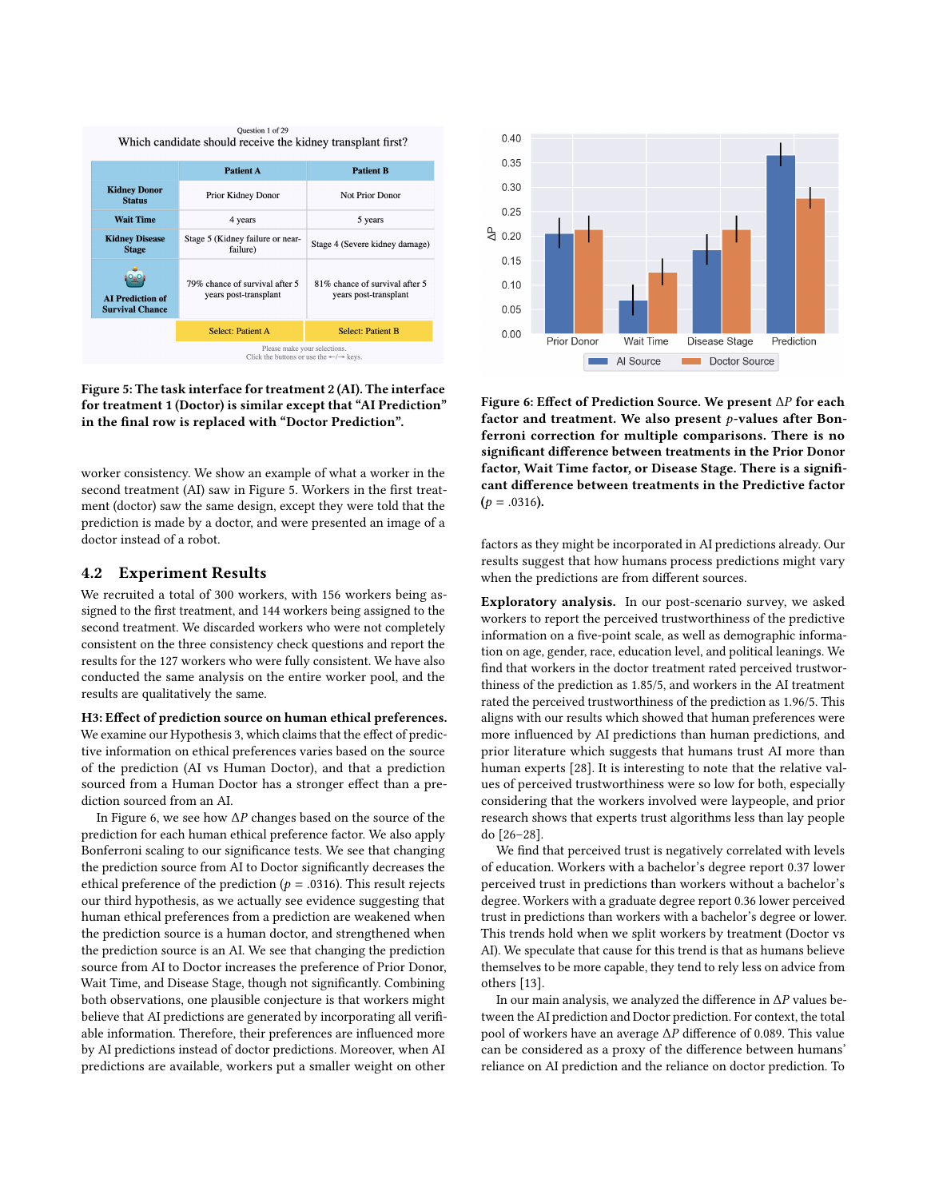Question 1 of 29

Which candidate should receive the kidney transplant first?

| | Patient A | Patient B |
|---|---|---|
| Kidney Donor Status | Prior Kidney Donor | Not Prior Donor |
| Wait Time | 4 years | 5 years |
| Kidney Disease Stage | Stage 5 (Kidney failure or near-failure) | Stage 4 (Severe kidney damage) |
| AI Prediction of Survival Chance | 79% chance of survival after 5 years post-transplant | 81% chance of survival after 5 years post-transplant |
| | Select: Patient A | Select: Patient B |

Please make your selections.
Click the buttons or use the ←/→ keys.

**Figure 5: The task interface for treatment 2 (AI). The interface for treatment 1 (Doctor) is similar except that "AI Prediction" in the final row is replaced with "Doctor Prediction".**

worker consistency. We show an example of what a worker in the second treatment (AI) saw in Figure 5. Workers in the first treatment (doctor) saw the same design, except they were told that the prediction is made by a doctor, and were presented an image of a doctor instead of a robot.

## 4.2 Experiment Results

We recruited a total of 300 workers, with 156 workers being assigned to the first treatment, and 144 workers being assigned to the second treatment. We discarded workers who were not completely consistent on the three consistency check questions and report the results for the 127 workers who were fully consistent. We have also conducted the same analysis on the entire worker pool, and the results are qualitatively the same.

**H3: Effect of prediction source on human ethical preferences.** We examine our Hypothesis 3, which claims that the effect of predictive information on ethical preferences varies based on the source of the prediction (AI vs Human Doctor), and that a prediction sourced from a Human Doctor has a stronger effect than a prediction sourced from an AI.

In Figure 6, we see how $\Delta P$ changes based on the source of the prediction for each human ethical preference factor. We also apply Bonferroni scaling to our significance tests. We see that changing the prediction source from AI to Doctor significantly decreases the ethical preference of the prediction ($p = .0316$). This result rejects our third hypothesis, as we actually see evidence suggesting that human ethical preferences from a prediction are weakened when the prediction source is a human doctor, and strengthened when the prediction source is an AI. We see that changing the prediction source from AI to Doctor increases the preference of Prior Donor, Wait Time, and Disease Stage, though not significantly. Combining both observations, one plausible conjecture is that workers might believe that AI predictions are generated by incorporating all verifiable information. Therefore, their preferences are influenced more by AI predictions instead of doctor predictions. Moreover, when AI predictions are available, workers put a smaller weight on other factors as they might be incorporated in AI predictions already. Our results suggest that how humans process predictions might vary when the predictions are from different sources.

**Figure 6: Effect of Prediction Source. We present $\Delta P$ for each factor and treatment. We also present $p$-values after Bonferroni correction for multiple comparisons. There is no significant difference between treatments in the Prior Donor factor, Wait Time factor, or Disease Stage. There is a significant difference between treatments in the Predictive factor ($p = .0316$).**

**Exploratory analysis.** In our post-scenario survey, we asked workers to report the perceived trustworthiness of the predictive information on a five-point scale, as well as demographic information on age, gender, race, education level, and political leanings. We find that workers in the doctor treatment rated perceived trustworthiness of the prediction as 1.85/5, and workers in the AI treatment rated the perceived trustworthiness of the prediction as 1.96/5. This aligns with our results which showed that human preferences were more influenced by AI predictions than human predictions, and prior literature which suggests that humans trust AI more than human experts [28]. It is interesting to note that the relative values of perceived trustworthiness were so low for both, especially considering that the workers involved were laypeople, and prior research shows that experts trust algorithms less than lay people do [26–28].

We find that perceived trust is negatively correlated with levels of education. Workers with a bachelor's degree report 0.37 lower perceived trust in predictions than workers without a bachelor's degree. Workers with a graduate degree report 0.36 lower perceived trust in predictions than workers with a bachelor's degree or lower. This trends hold when we split workers by treatment (Doctor vs AI). We speculate that cause for this trend is that as humans believe themselves to be more capable, they tend to rely less on advice from others [13].

In our main analysis, we analyzed the difference in $\Delta P$ values between the AI prediction and Doctor prediction. For context, the total pool of workers have an average $\Delta P$ difference of 0.089. This value can be considered as a proxy of the difference between humans' reliance on AI prediction and the reliance on doctor prediction. To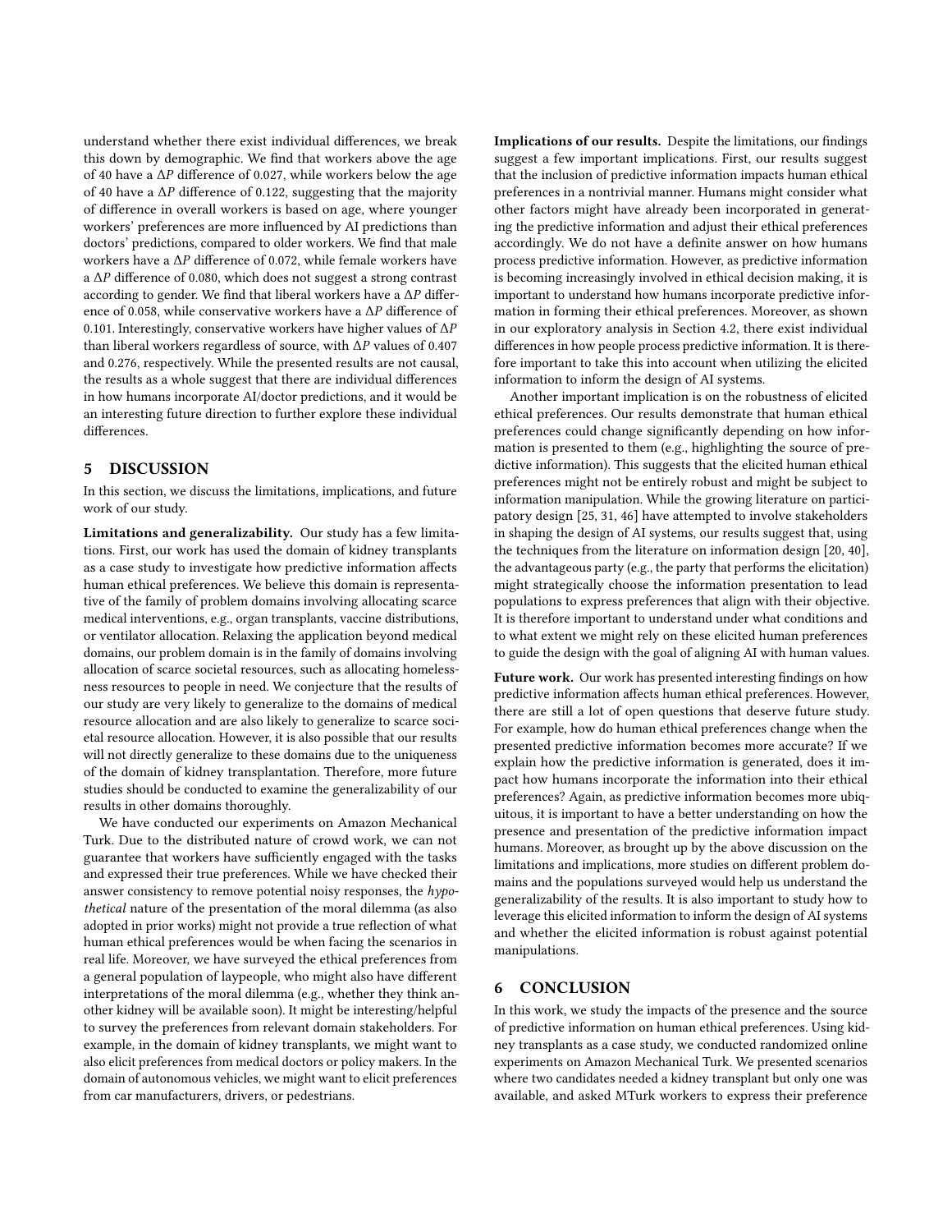understand whether there exist individual differences, we break this down by demographic. We find that workers above the age of 40 have a $\Delta P$ difference of 0.027, while workers below the age of 40 have a $\Delta P$ difference of 0.122, suggesting that the majority of difference in overall workers is based on age, where younger workers' preferences are more influenced by AI predictions than doctors' predictions, compared to older workers. We find that male workers have a $\Delta P$ difference of 0.072, while female workers have a $\Delta P$ difference of 0.080, which does not suggest a strong contrast according to gender. We find that liberal workers have a $\Delta P$ difference of 0.058, while conservative workers have a $\Delta P$ difference of 0.101. Interestingly, conservative workers have higher values of $\Delta P$ than liberal workers regardless of source, with $\Delta P$ values of 0.407 and 0.276, respectively. While the presented results are not causal, the results as a whole suggest that there are individual differences in how humans incorporate AI/doctor predictions, and it would be an interesting future direction to further explore these individual differences.

## 5 DISCUSSION

In this section, we discuss the limitations, implications, and future work of our study.

**Limitations and generalizability.** Our study has a few limitations. First, our work has used the domain of kidney transplants as a case study to investigate how predictive information affects human ethical preferences. We believe this domain is representative of the family of problem domains involving allocating scarce medical interventions, e.g., organ transplants, vaccine distributions, or ventilator allocation. Relaxing the application beyond medical domains, our problem domain is in the family of domains involving allocation of scarce societal resources, such as allocating homelessness resources to people in need. We conjecture that the results of our study are very likely to generalize to the domains of medical resource allocation and are also likely to generalize to scarce societal resource allocation. However, it is also possible that our results will not directly generalize to these domains due to the uniqueness of the domain of kidney transplantation. Therefore, more future studies should be conducted to examine the generalizability of our results in other domains thoroughly.

We have conducted our experiments on Amazon Mechanical Turk. Due to the distributed nature of crowd work, we can not guarantee that workers have sufficiently engaged with the tasks and expressed their true preferences. While we have checked their answer consistency to remove potential noisy responses, the *hypothetical* nature of the presentation of the moral dilemma (as also adopted in prior works) might not provide a true reflection of what human ethical preferences would be when facing the scenarios in real life. Moreover, we have surveyed the ethical preferences from a general population of laypeople, who might also have different interpretations of the moral dilemma (e.g., whether they think another kidney will be available soon). It might be interesting/helpful to survey the preferences from relevant domain stakeholders. For example, in the domain of kidney transplants, we might want to also elicit preferences from medical doctors or policy makers. In the domain of autonomous vehicles, we might want to elicit preferences from car manufacturers, drivers, or pedestrians.

**Implications of our results.** Despite the limitations, our findings suggest a few important implications. First, our results suggest that the inclusion of predictive information impacts human ethical preferences in a nontrivial manner. Humans might consider what other factors might have already been incorporated in generating the predictive information and adjust their ethical preferences accordingly. We do not have a definite answer on how humans process predictive information. However, as predictive information is becoming increasingly involved in ethical decision making, it is important to understand how humans incorporate predictive information in forming their ethical preferences. Moreover, as shown in our exploratory analysis in Section 4.2, there exist individual differences in how people process predictive information. It is therefore important to take this into account when utilizing the elicited information to inform the design of AI systems.

Another important implication is on the robustness of elicited ethical preferences. Our results demonstrate that human ethical preferences could change significantly depending on how information is presented to them (e.g., highlighting the source of predictive information). This suggests that the elicited human ethical preferences might not be entirely robust and might be subject to information manipulation. While the growing literature on participatory design [25, 31, 46] have attempted to involve stakeholders in shaping the design of AI systems, our results suggest that, using the techniques from the literature on information design [20, 40], the advantageous party (e.g., the party that performs the elicitation) might strategically choose the information presentation to lead populations to express preferences that align with their objective. It is therefore important to understand under what conditions and to what extent we might rely on these elicited human preferences to guide the design with the goal of aligning AI with human values.

**Future work.** Our work has presented interesting findings on how predictive information affects human ethical preferences. However, there are still a lot of open questions that deserve future study. For example, how do human ethical preferences change when the presented predictive information becomes more accurate? If we explain how the predictive information is generated, does it impact how humans incorporate the information into their ethical preferences? Again, as predictive information becomes more ubiquitous, it is important to have a better understanding on how the presence and presentation of the predictive information impact humans. Moreover, as brought up by the above discussion on the limitations and implications, more studies on different problem domains and the populations surveyed would help us understand the generalizability of the results. It is also important to study how to leverage this elicited information to inform the design of AI systems and whether the elicited information is robust against potential manipulations.

## 6 CONCLUSION

In this work, we study the impacts of the presence and the source of predictive information on human ethical preferences. Using kidney transplants as a case study, we conducted randomized online experiments on Amazon Mechanical Turk. We presented scenarios where two candidates needed a kidney transplant but only one was available, and asked MTurk workers to express their preference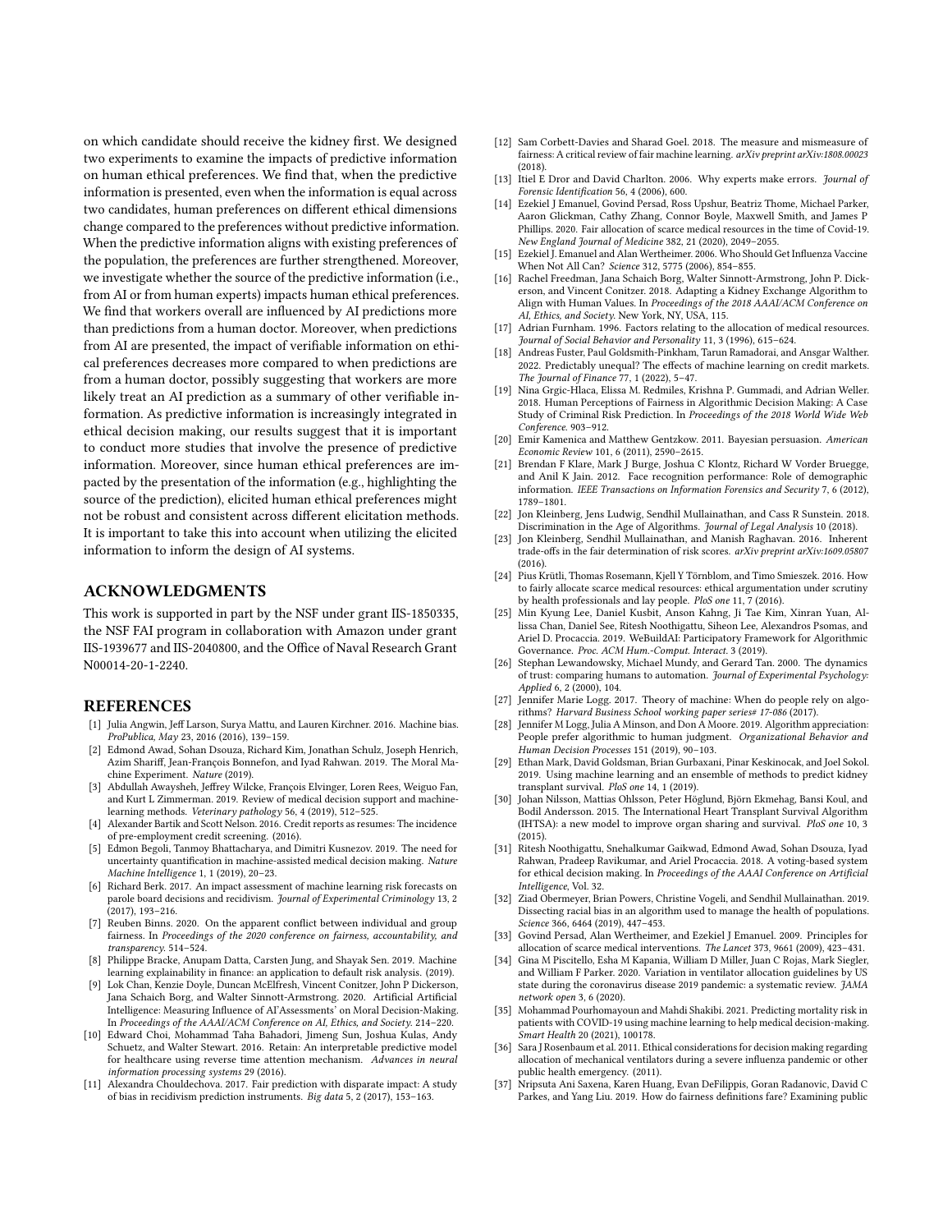on which candidate should receive the kidney first. We designed two experiments to examine the impacts of predictive information on human ethical preferences. We find that, when the predictive information is presented, even when the information is equal across two candidates, human preferences on different ethical dimensions change compared to the preferences without predictive information. When the predictive information aligns with existing preferences of the population, the preferences are further strengthened. Moreover, we investigate whether the source of the predictive information (i.e., from AI or from human experts) impacts human ethical preferences. We find that workers overall are influenced by AI predictions more than predictions from a human doctor. Moreover, when predictions from AI are presented, the impact of verifiable information on ethical preferences decreases more compared to when predictions are from a human doctor, possibly suggesting that workers are more likely treat an AI prediction as a summary of other verifiable information. As predictive information is increasingly integrated in ethical decision making, our results suggest that it is important to conduct more studies that involve the presence of predictive information. Moreover, since human ethical preferences are impacted by the presentation of the information (e.g., highlighting the source of the prediction), elicited human ethical preferences might not be robust and consistent across different elicitation methods. It is important to take this into account when utilizing the elicited information to inform the design of AI systems.

## ACKNOWLEDGMENTS

This work is supported in part by the NSF under grant IIS-1850335, the NSF FAI program in collaboration with Amazon under grant IIS-1939677 and IIS-2040800, and the Office of Naval Research Grant N00014-20-1-2240.

## REFERENCES

- [1] Julia Angwin, Jeff Larson, Surya Mattu, and Lauren Kirchner. 2016. Machine bias. *ProPublica, May* 23, 2016 (2016), 139–159.
- [2] Edmond Awad, Sohan Dsouza, Richard Kim, Jonathan Schulz, Joseph Henrich, Azim Shariff, Jean-François Bonnefon, and Iyad Rahwan. 2019. The Moral Machine Experiment. *Nature* (2019).
- [3] Abdullah Awaysheh, Jeffrey Wilcke, François Elvinger, Loren Rees, Weiguo Fan, and Kurt L Zimmerman. 2019. Review of medical decision support and machine-learning methods. *Veterinary pathology* 56, 4 (2019), 512–525.
- [4] Alexander Bartik and Scott Nelson. 2016. Credit reports as resumes: The incidence of pre-employment credit screening. (2016).
- [5] Edmon Begoli, Tanmoy Bhattacharya, and Dimitri Kusnezov. 2019. The need for uncertainty quantification in machine-assisted medical decision making. *Nature Machine Intelligence* 1, 1 (2019), 20–23.
- [6] Richard Berk. 2017. An impact assessment of machine learning risk forecasts on parole board decisions and recidivism. *Journal of Experimental Criminology* 13, 2 (2017), 193–216.
- [7] Reuben Binns. 2020. On the apparent conflict between individual and group fairness. In *Proceedings of the 2020 conference on fairness, accountability, and transparency*. 514–524.
- [8] Philippe Bracke, Anupam Datta, Carsten Jung, and Shayak Sen. 2019. Machine learning explainability in finance: an application to default risk analysis. (2019).
- [9] Lok Chan, Kenzie Doyle, Duncan McElfresh, Vincent Conitzer, John P Dickerson, Jana Schaich Borg, and Walter Sinnott-Armstrong. 2020. Artificial Artificial Intelligence: Measuring Influence of AI'Assessments' on Moral Decision-Making. In *Proceedings of the AAAI/ACM Conference on AI, Ethics, and Society*. 214–220.
- [10] Edward Choi, Mohammad Taha Bahadori, Jimeng Sun, Joshua Kulas, Andy Schuetz, and Walter Stewart. 2016. Retain: An interpretable predictive model for healthcare using reverse time attention mechanism. *Advances in neural information processing systems* 29 (2016).
- [11] Alexandra Chouldechova. 2017. Fair prediction with disparate impact: A study of bias in recidivism prediction instruments. *Big data* 5, 2 (2017), 153–163.
- [12] Sam Corbett-Davies and Sharad Goel. 2018. The measure and mismeasure of fairness: A critical review of fair machine learning. *arXiv preprint arXiv:1808.00023* (2018).
- [13] Itiel E Dror and David Charlton. 2006. Why experts make errors. *Journal of Forensic Identification* 56, 4 (2006), 600.
- [14] Ezekiel J Emanuel, Govind Persad, Ross Upshur, Beatriz Thome, Michael Parker, Aaron Glickman, Cathy Zhang, Connor Boyle, Maxwell Smith, and James P Phillips. 2020. Fair allocation of scarce medical resources in the time of Covid-19. *New England Journal of Medicine* 382, 21 (2020), 2049–2055.
- [15] Ezekiel J. Emanuel and Alan Wertheimer. 2006. Who Should Get Influenza Vaccine When Not All Can? *Science* 312, 5775 (2006), 854–855.
- [16] Rachel Freedman, Jana Schaich Borg, Walter Sinnott-Armstrong, John P. Dickerson, and Vincent Conitzer. 2018. Adapting a Kidney Exchange Algorithm to Align with Human Values. In *Proceedings of the 2018 AAAI/ACM Conference on AI, Ethics, and Society*. New York, NY, USA, 115.
- [17] Adrian Furnham. 1996. Factors relating to the allocation of medical resources. *Journal of Social Behavior and Personality* 11, 3 (1996), 615–624.
- [18] Andreas Fuster, Paul Goldsmith-Pinkham, Tarun Ramadorai, and Ansgar Walther. 2022. Predictably unequal? The effects of machine learning on credit markets. *The Journal of Finance* 77, 1 (2022), 5–47.
- [19] Nina Grgic-Hlaca, Elissa M. Redmiles, Krishna P. Gummadi, and Adrian Weller. 2018. Human Perceptions of Fairness in Algorithmic Decision Making: A Case Study of Criminal Risk Prediction. In *Proceedings of the 2018 World Wide Web Conference*. 903–912.
- [20] Emir Kamenica and Matthew Gentzkow. 2011. Bayesian persuasion. *American Economic Review* 101, 6 (2011), 2590–2615.
- [21] Brendan F Klare, Mark J Burge, Joshua C Klontz, Richard W Vorder Bruegge, and Anil K Jain. 2012. Face recognition performance: Role of demographic information. *IEEE Transactions on Information Forensics and Security* 7, 6 (2012), 1789–1801.
- [22] Jon Kleinberg, Jens Ludwig, Sendhil Mullainathan, and Cass R Sunstein. 2018. Discrimination in the Age of Algorithms. *Journal of Legal Analysis* 10 (2018).
- [23] Jon Kleinberg, Sendhil Mullainathan, and Manish Raghavan. 2016. Inherent trade-offs in the fair determination of risk scores. *arXiv preprint arXiv:1609.05807* (2016).
- [24] Pius Krütli, Thomas Rosemann, Kjell Y Törnblom, and Timo Smieszek. 2016. How to fairly allocate scarce medical resources: ethical argumentation under scrutiny by health professionals and lay people. *PloS one* 11, 7 (2016).
- [25] Min Kyung Lee, Daniel Kusbit, Anson Kahng, Ji Tae Kim, Xinran Yuan, Allissa Chan, Daniel See, Ritesh Noothigattu, Siheon Lee, Alexandros Psomas, and Ariel D. Procaccia. 2019. WeBuildAI: Participatory Framework for Algorithmic Governance. *Proc. ACM Hum.-Comput. Interact.* 3 (2019).
- [26] Stephan Lewandowsky, Michael Mundy, and Gerard Tan. 2000. The dynamics of trust: comparing humans to automation. *Journal of Experimental Psychology: Applied* 6, 2 (2000), 104.
- [27] Jennifer Marie Logg. 2017. Theory of machine: When do people rely on algorithms? *Harvard Business School working paper series# 17-086* (2017).
- [28] Jennifer M Logg, Julia A Minson, and Don A Moore. 2019. Algorithm appreciation: People prefer algorithmic to human judgment. *Organizational Behavior and Human Decision Processes* 151 (2019), 90–103.
- [29] Ethan Mark, David Goldsman, Brian Gurbaxani, Pinar Keskinocak, and Joel Sokol. 2019. Using machine learning and an ensemble of methods to predict kidney transplant survival. *PloS one* 14, 1 (2019).
- [30] Johan Nilsson, Mattias Ohlsson, Peter Höglund, Björn Ekmehag, Bansi Koul, and Bodil Andersson. 2015. The International Heart Transplant Survival Algorithm (IHTSA): a new model to improve organ sharing and survival. *PloS one* 10, 3 (2015).
- [31] Ritesh Noothigattu, Snehalkumar Gaikwad, Edmond Awad, Sohan Dsouza, Iyad Rahwan, Pradeep Ravikumar, and Ariel Procaccia. 2018. A voting-based system for ethical decision making. In *Proceedings of the AAAI Conference on Artificial Intelligence*, Vol. 32.
- [32] Ziad Obermeyer, Brian Powers, Christine Vogeli, and Sendhil Mullainathan. 2019. Dissecting racial bias in an algorithm used to manage the health of populations. *Science* 366, 6464 (2019), 447–453.
- [33] Govind Persad, Alan Wertheimer, and Ezekiel J Emanuel. 2009. Principles for allocation of scarce medical interventions. *The Lancet* 373, 9661 (2009), 423–431.
- [34] Gina M Piscitello, Esha M Kapania, William D Miller, Juan C Rojas, Mark Siegler, and William F Parker. 2020. Variation in ventilator allocation guidelines by US state during the coronavirus disease 2019 pandemic: a systematic review. *JAMA network open* 3, 6 (2020).
- [35] Mohammad Pourhomayoun and Mahdi Shakibi. 2021. Predicting mortality risk in patients with COVID-19 using machine learning to help medical decision-making. *Smart Health* 20 (2021), 100178.
- [36] Sara J Rosenbaum et al. 2011. Ethical considerations for decision making regarding allocation of mechanical ventilators during a severe influenza pandemic or other public health emergency. (2011).
- [37] Nripsuta Ani Saxena, Karen Huang, Evan DeFilippis, Goran Radanovic, David C Parkes, and Yang Liu. 2019. How do fairness definitions fare? Examining public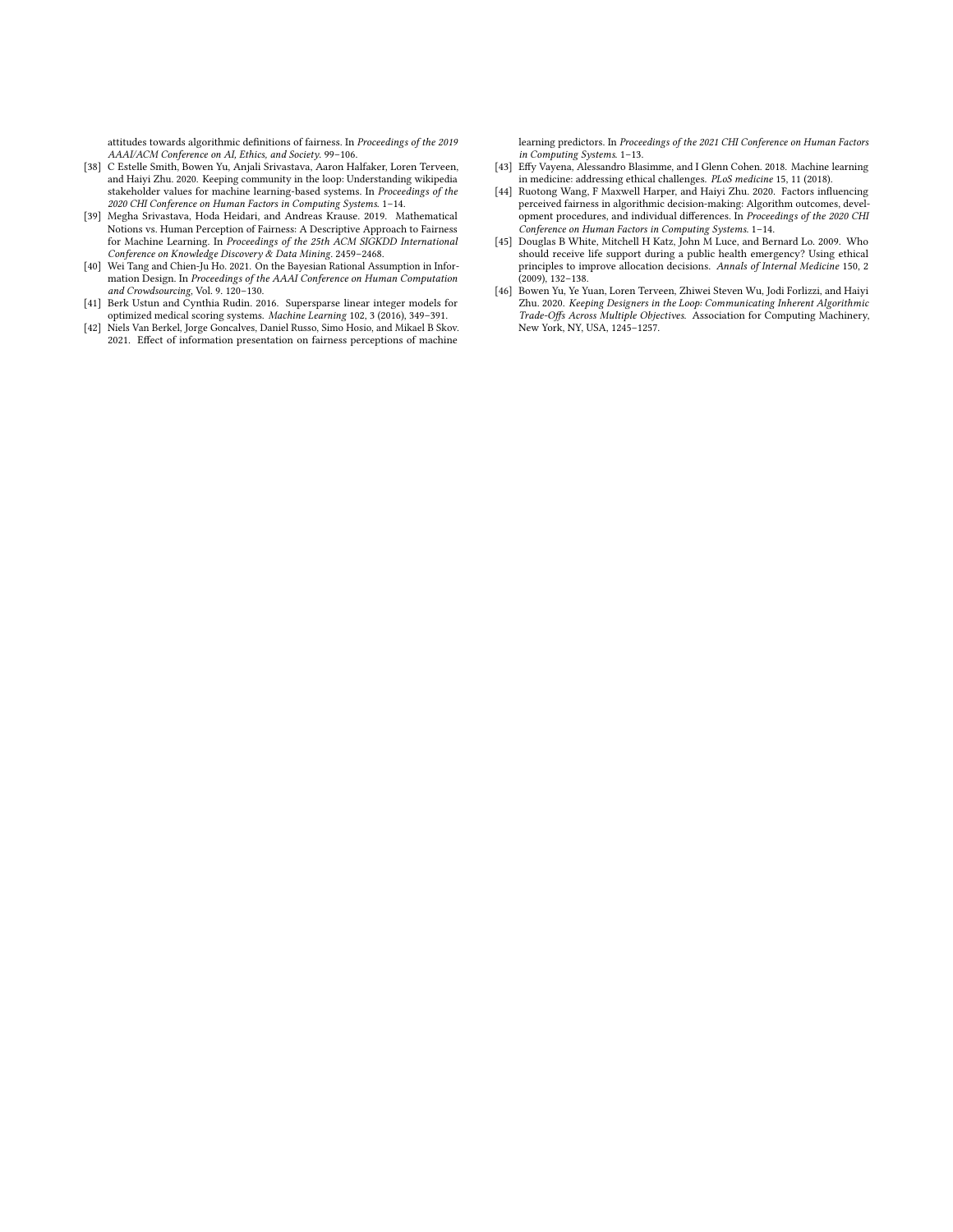attitudes towards algorithmic definitions of fairness. In *Proceedings of the 2019 AAAI/ACM Conference on AI, Ethics, and Society*. 99–106.

[38] C Estelle Smith, Bowen Yu, Anjali Srivastava, Aaron Halfaker, Loren Terveen, and Haiyi Zhu. 2020. Keeping community in the loop: Understanding wikipedia stakeholder values for machine learning-based systems. In *Proceedings of the 2020 CHI Conference on Human Factors in Computing Systems*. 1–14.

[39] Megha Srivastava, Hoda Heidari, and Andreas Krause. 2019. Mathematical Notions vs. Human Perception of Fairness: A Descriptive Approach to Fairness for Machine Learning. In *Proceedings of the 25th ACM SIGKDD International Conference on Knowledge Discovery & Data Mining*. 2459–2468.

[40] Wei Tang and Chien-Ju Ho. 2021. On the Bayesian Rational Assumption in Information Design. In *Proceedings of the AAAI Conference on Human Computation and Crowdsourcing*, Vol. 9. 120–130.

[41] Berk Ustun and Cynthia Rudin. 2016. Supersparse linear integer models for optimized medical scoring systems. *Machine Learning* 102, 3 (2016), 349–391.

[42] Niels Van Berkel, Jorge Goncalves, Daniel Russo, Simo Hosio, and Mikael B Skov. 2021. Effect of information presentation on fairness perceptions of machine learning predictors. In *Proceedings of the 2021 CHI Conference on Human Factors in Computing Systems*. 1–13.

[43] Effy Vayena, Alessandro Blasimme, and I Glenn Cohen. 2018. Machine learning in medicine: addressing ethical challenges. *PLoS medicine* 15, 11 (2018).

[44] Ruotong Wang, F Maxwell Harper, and Haiyi Zhu. 2020. Factors influencing perceived fairness in algorithmic decision-making: Algorithm outcomes, development procedures, and individual differences. In *Proceedings of the 2020 CHI Conference on Human Factors in Computing Systems*. 1–14.

[45] Douglas B White, Mitchell H Katz, John M Luce, and Bernard Lo. 2009. Who should receive life support during a public health emergency? Using ethical principles to improve allocation decisions. *Annals of Internal Medicine* 150, 2 (2009), 132–138.

[46] Bowen Yu, Ye Yuan, Loren Terveen, Zhiwei Steven Wu, Jodi Forlizzi, and Haiyi Zhu. 2020. *Keeping Designers in the Loop: Communicating Inherent Algorithmic Trade-Offs Across Multiple Objectives*. Association for Computing Machinery, New York, NY, USA, 1245–1257.